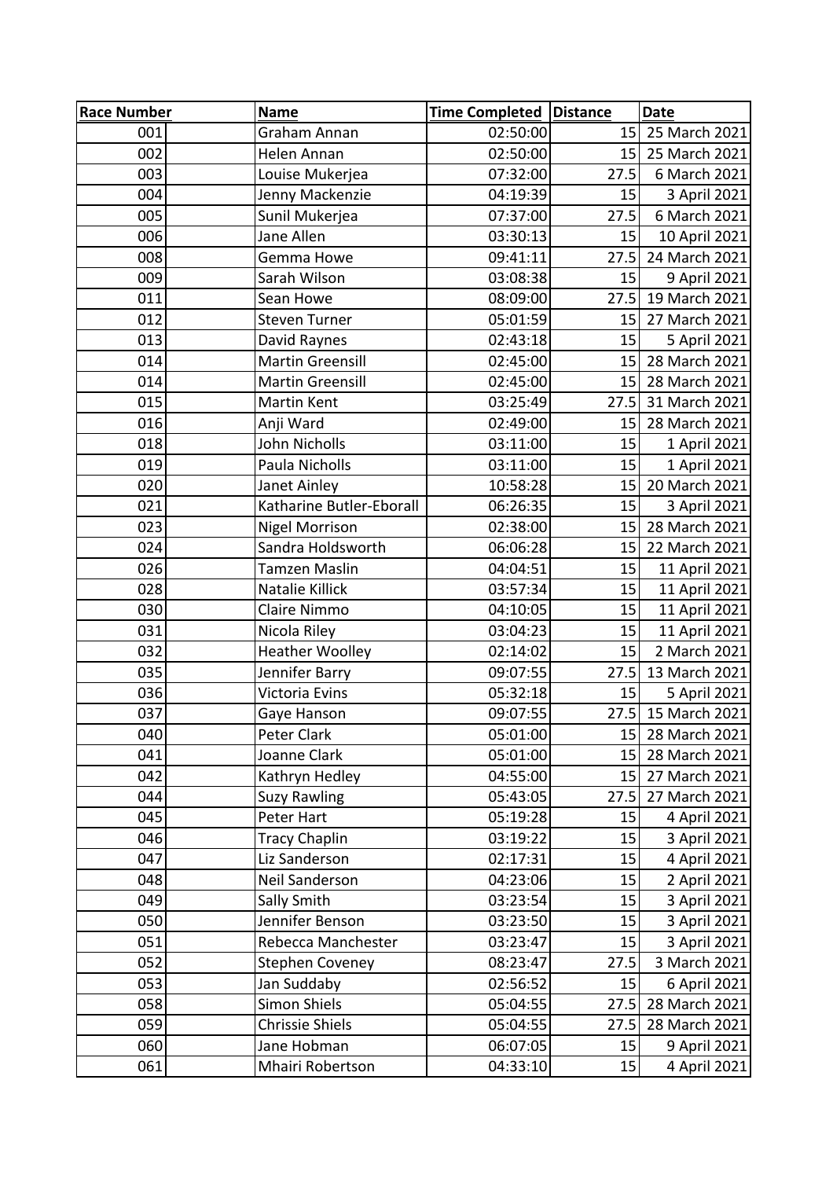| Race Number | Name | Time Completed | Distance | Date |
|---|---|---|---|---|
| 001 | Graham Annan | 02:50:00 | 15 | 25 March 2021 |
| 002 | Helen Annan | 02:50:00 | 15 | 25 March 2021 |
| 003 | Louise Mukerjea | 07:32:00 | 27.5 | 6 March 2021 |
| 004 | Jenny Mackenzie | 04:19:39 | 15 | 3 April 2021 |
| 005 | Sunil Mukerjea | 07:37:00 | 27.5 | 6 March 2021 |
| 006 | Jane Allen | 03:30:13 | 15 | 10 April 2021 |
| 008 | Gemma Howe | 09:41:11 | 27.5 | 24 March 2021 |
| 009 | Sarah Wilson | 03:08:38 | 15 | 9 April 2021 |
| 011 | Sean Howe | 08:09:00 | 27.5 | 19 March 2021 |
| 012 | Steven Turner | 05:01:59 | 15 | 27 March 2021 |
| 013 | David Raynes | 02:43:18 | 15 | 5 April 2021 |
| 014 | Martin Greensill | 02:45:00 | 15 | 28 March 2021 |
| 014 | Martin Greensill | 02:45:00 | 15 | 28 March 2021 |
| 015 | Martin Kent | 03:25:49 | 27.5 | 31 March 2021 |
| 016 | Anji Ward | 02:49:00 | 15 | 28 March 2021 |
| 018 | John Nicholls | 03:11:00 | 15 | 1 April 2021 |
| 019 | Paula Nicholls | 03:11:00 | 15 | 1 April 2021 |
| 020 | Janet Ainley | 10:58:28 | 15 | 20 March 2021 |
| 021 | Katharine Butler-Eborall | 06:26:35 | 15 | 3 April 2021 |
| 023 | Nigel Morrison | 02:38:00 | 15 | 28 March 2021 |
| 024 | Sandra Holdsworth | 06:06:28 | 15 | 22 March 2021 |
| 026 | Tamzen Maslin | 04:04:51 | 15 | 11 April 2021 |
| 028 | Natalie Killick | 03:57:34 | 15 | 11 April 2021 |
| 030 | Claire Nimmo | 04:10:05 | 15 | 11 April 2021 |
| 031 | Nicola Riley | 03:04:23 | 15 | 11 April 2021 |
| 032 | Heather Woolley | 02:14:02 | 15 | 2 March 2021 |
| 035 | Jennifer Barry | 09:07:55 | 27.5 | 13 March 2021 |
| 036 | Victoria Evins | 05:32:18 | 15 | 5 April 2021 |
| 037 | Gaye Hanson | 09:07:55 | 27.5 | 15 March 2021 |
| 040 | Peter Clark | 05:01:00 | 15 | 28 March 2021 |
| 041 | Joanne Clark | 05:01:00 | 15 | 28 March 2021 |
| 042 | Kathryn Hedley | 04:55:00 | 15 | 27 March 2021 |
| 044 | Suzy Rawling | 05:43:05 | 27.5 | 27 March 2021 |
| 045 | Peter Hart | 05:19:28 | 15 | 4 April 2021 |
| 046 | Tracy Chaplin | 03:19:22 | 15 | 3 April 2021 |
| 047 | Liz Sanderson | 02:17:31 | 15 | 4 April 2021 |
| 048 | Neil Sanderson | 04:23:06 | 15 | 2 April 2021 |
| 049 | Sally Smith | 03:23:54 | 15 | 3 April 2021 |
| 050 | Jennifer Benson | 03:23:50 | 15 | 3 April 2021 |
| 051 | Rebecca Manchester | 03:23:47 | 15 | 3 April 2021 |
| 052 | Stephen Coveney | 08:23:47 | 27.5 | 3 March 2021 |
| 053 | Jan Suddaby | 02:56:52 | 15 | 6 April 2021 |
| 058 | Simon Shiels | 05:04:55 | 27.5 | 28 March 2021 |
| 059 | Chrissie Shiels | 05:04:55 | 27.5 | 28 March 2021 |
| 060 | Jane Hobman | 06:07:05 | 15 | 9 April 2021 |
| 061 | Mhairi Robertson | 04:33:10 | 15 | 4 April 2021 |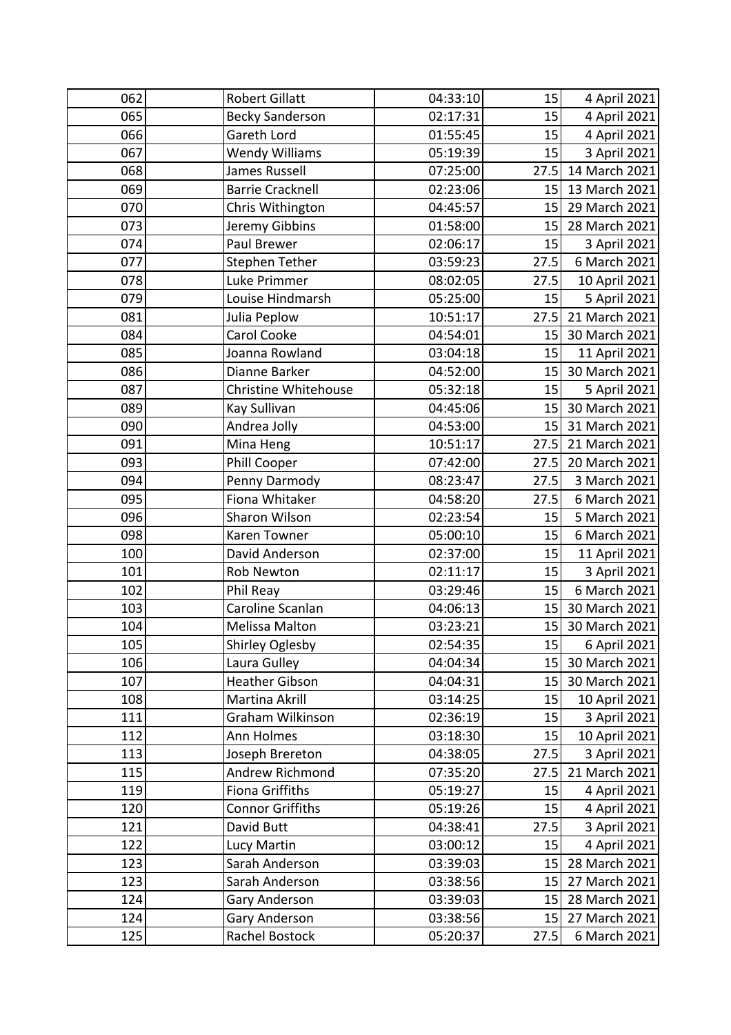| | | | | | |
|---|---|---|---|---|---|
| 062 | | Robert Gillatt | 04:33:10 | 15 | 4 April 2021 |
| 065 | | Becky Sanderson | 02:17:31 | 15 | 4 April 2021 |
| 066 | | Gareth Lord | 01:55:45 | 15 | 4 April 2021 |
| 067 | | Wendy Williams | 05:19:39 | 15 | 3 April 2021 |
| 068 | | James Russell | 07:25:00 | 27.5 | 14 March 2021 |
| 069 | | Barrie Cracknell | 02:23:06 | 15 | 13 March 2021 |
| 070 | | Chris Withington | 04:45:57 | 15 | 29 March 2021 |
| 073 | | Jeremy Gibbins | 01:58:00 | 15 | 28 March 2021 |
| 074 | | Paul Brewer | 02:06:17 | 15 | 3 April 2021 |
| 077 | | Stephen Tether | 03:59:23 | 27.5 | 6 March 2021 |
| 078 | | Luke Primmer | 08:02:05 | 27.5 | 10 April 2021 |
| 079 | | Louise Hindmarsh | 05:25:00 | 15 | 5 April 2021 |
| 081 | | Julia Peplow | 10:51:17 | 27.5 | 21 March 2021 |
| 084 | | Carol Cooke | 04:54:01 | 15 | 30 March 2021 |
| 085 | | Joanna Rowland | 03:04:18 | 15 | 11 April 2021 |
| 086 | | Dianne Barker | 04:52:00 | 15 | 30 March 2021 |
| 087 | | Christine Whitehouse | 05:32:18 | 15 | 5 April 2021 |
| 089 | | Kay Sullivan | 04:45:06 | 15 | 30 March 2021 |
| 090 | | Andrea Jolly | 04:53:00 | 15 | 31 March 2021 |
| 091 | | Mina Heng | 10:51:17 | 27.5 | 21 March 2021 |
| 093 | | Phill Cooper | 07:42:00 | 27.5 | 20 March 2021 |
| 094 | | Penny Darmody | 08:23:47 | 27.5 | 3 March 2021 |
| 095 | | Fiona Whitaker | 04:58:20 | 27.5 | 6 March 2021 |
| 096 | | Sharon Wilson | 02:23:54 | 15 | 5 March 2021 |
| 098 | | Karen Towner | 05:00:10 | 15 | 6 March 2021 |
| 100 | | David Anderson | 02:37:00 | 15 | 11 April 2021 |
| 101 | | Rob Newton | 02:11:17 | 15 | 3 April 2021 |
| 102 | | Phil Reay | 03:29:46 | 15 | 6 March 2021 |
| 103 | | Caroline Scanlan | 04:06:13 | 15 | 30 March 2021 |
| 104 | | Melissa Malton | 03:23:21 | 15 | 30 March 2021 |
| 105 | | Shirley Oglesby | 02:54:35 | 15 | 6 April 2021 |
| 106 | | Laura Gulley | 04:04:34 | 15 | 30 March 2021 |
| 107 | | Heather Gibson | 04:04:31 | 15 | 30 March 2021 |
| 108 | | Martina Akrill | 03:14:25 | 15 | 10 April 2021 |
| 111 | | Graham Wilkinson | 02:36:19 | 15 | 3 April 2021 |
| 112 | | Ann Holmes | 03:18:30 | 15 | 10 April 2021 |
| 113 | | Joseph Brereton | 04:38:05 | 27.5 | 3 April 2021 |
| 115 | | Andrew Richmond | 07:35:20 | 27.5 | 21 March 2021 |
| 119 | | Fiona Griffiths | 05:19:27 | 15 | 4 April 2021 |
| 120 | | Connor Griffiths | 05:19:26 | 15 | 4 April 2021 |
| 121 | | David Butt | 04:38:41 | 27.5 | 3 April 2021 |
| 122 | | Lucy Martin | 03:00:12 | 15 | 4 April 2021 |
| 123 | | Sarah Anderson | 03:39:03 | 15 | 28 March 2021 |
| 123 | | Sarah Anderson | 03:38:56 | 15 | 27 March 2021 |
| 124 | | Gary Anderson | 03:39:03 | 15 | 28 March 2021 |
| 124 | | Gary Anderson | 03:38:56 | 15 | 27 March 2021 |
| 125 | | Rachel Bostock | 05:20:37 | 27.5 | 6 March 2021 |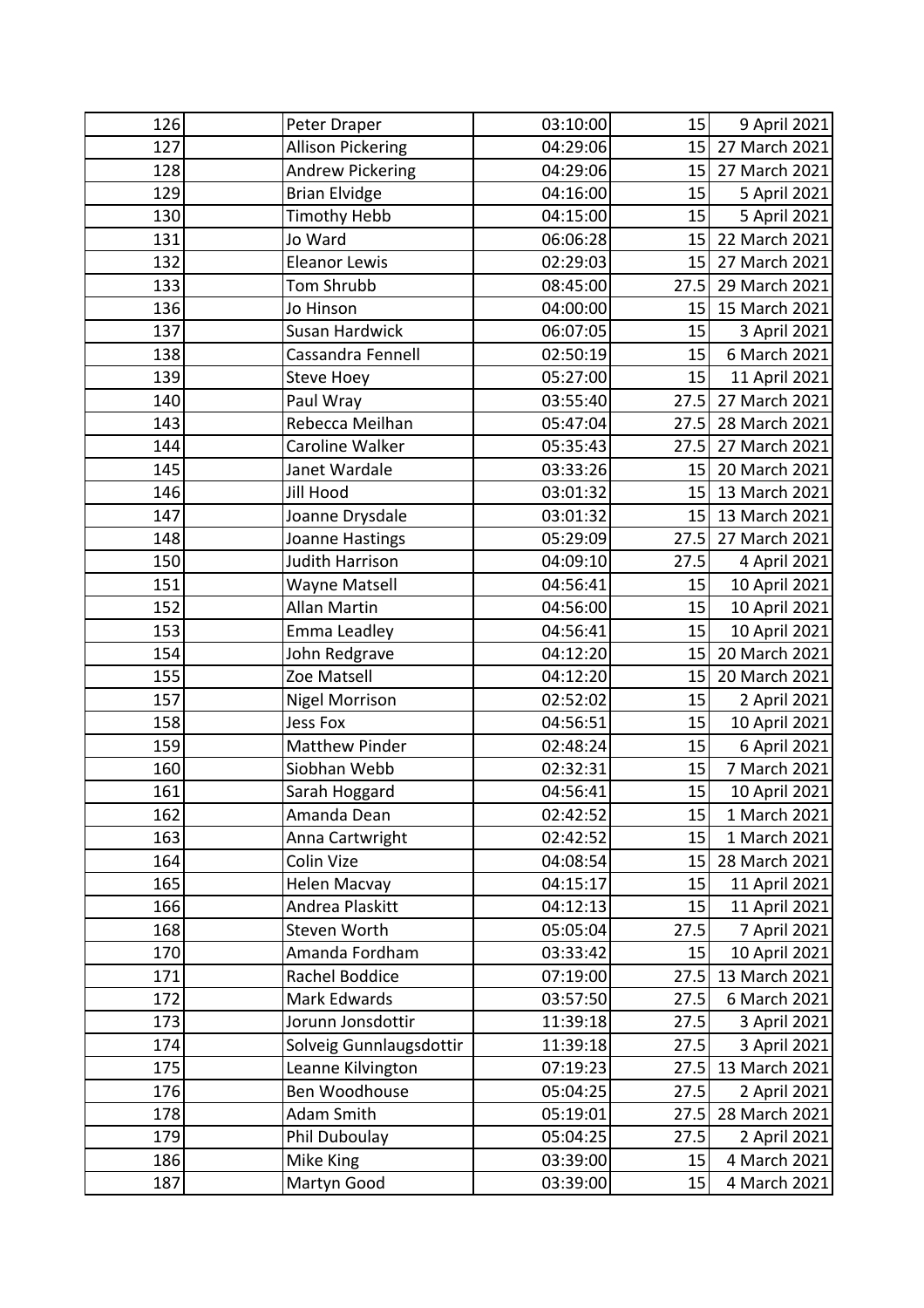| | | | | | |
|---|---|---|---|---|---|
| 126 | | Peter Draper | 03:10:00 | 15 | 9 April 2021 |
| 127 | | Allison Pickering | 04:29:06 | 15 | 27 March 2021 |
| 128 | | Andrew Pickering | 04:29:06 | 15 | 27 March 2021 |
| 129 | | Brian Elvidge | 04:16:00 | 15 | 5 April 2021 |
| 130 | | Timothy Hebb | 04:15:00 | 15 | 5 April 2021 |
| 131 | | Jo Ward | 06:06:28 | 15 | 22 March 2021 |
| 132 | | Eleanor Lewis | 02:29:03 | 15 | 27 March 2021 |
| 133 | | Tom Shrubb | 08:45:00 | 27.5 | 29 March 2021 |
| 136 | | Jo Hinson | 04:00:00 | 15 | 15 March 2021 |
| 137 | | Susan Hardwick | 06:07:05 | 15 | 3 April 2021 |
| 138 | | Cassandra Fennell | 02:50:19 | 15 | 6 March 2021 |
| 139 | | Steve Hoey | 05:27:00 | 15 | 11 April 2021 |
| 140 | | Paul Wray | 03:55:40 | 27.5 | 27 March 2021 |
| 143 | | Rebecca Meilhan | 05:47:04 | 27.5 | 28 March 2021 |
| 144 | | Caroline Walker | 05:35:43 | 27.5 | 27 March 2021 |
| 145 | | Janet Wardale | 03:33:26 | 15 | 20 March 2021 |
| 146 | | Jill Hood | 03:01:32 | 15 | 13 March 2021 |
| 147 | | Joanne Drysdale | 03:01:32 | 15 | 13 March 2021 |
| 148 | | Joanne Hastings | 05:29:09 | 27.5 | 27 March 2021 |
| 150 | | Judith Harrison | 04:09:10 | 27.5 | 4 April 2021 |
| 151 | | Wayne Matsell | 04:56:41 | 15 | 10 April 2021 |
| 152 | | Allan Martin | 04:56:00 | 15 | 10 April 2021 |
| 153 | | Emma Leadley | 04:56:41 | 15 | 10 April 2021 |
| 154 | | John Redgrave | 04:12:20 | 15 | 20 March 2021 |
| 155 | | Zoe Matsell | 04:12:20 | 15 | 20 March 2021 |
| 157 | | Nigel Morrison | 02:52:02 | 15 | 2 April 2021 |
| 158 | | Jess Fox | 04:56:51 | 15 | 10 April 2021 |
| 159 | | Matthew Pinder | 02:48:24 | 15 | 6 April 2021 |
| 160 | | Siobhan Webb | 02:32:31 | 15 | 7 March 2021 |
| 161 | | Sarah Hoggard | 04:56:41 | 15 | 10 April 2021 |
| 162 | | Amanda Dean | 02:42:52 | 15 | 1 March 2021 |
| 163 | | Anna Cartwright | 02:42:52 | 15 | 1 March 2021 |
| 164 | | Colin Vize | 04:08:54 | 15 | 28 March 2021 |
| 165 | | Helen Macvay | 04:15:17 | 15 | 11 April 2021 |
| 166 | | Andrea Plaskitt | 04:12:13 | 15 | 11 April 2021 |
| 168 | | Steven Worth | 05:05:04 | 27.5 | 7 April 2021 |
| 170 | | Amanda Fordham | 03:33:42 | 15 | 10 April 2021 |
| 171 | | Rachel Boddice | 07:19:00 | 27.5 | 13 March 2021 |
| 172 | | Mark Edwards | 03:57:50 | 27.5 | 6 March 2021 |
| 173 | | Jorunn Jonsdottir | 11:39:18 | 27.5 | 3 April 2021 |
| 174 | | Solveig Gunnlaugsdottir | 11:39:18 | 27.5 | 3 April 2021 |
| 175 | | Leanne Kilvington | 07:19:23 | 27.5 | 13 March 2021 |
| 176 | | Ben Woodhouse | 05:04:25 | 27.5 | 2 April 2021 |
| 178 | | Adam Smith | 05:19:01 | 27.5 | 28 March 2021 |
| 179 | | Phil Duboulay | 05:04:25 | 27.5 | 2 April 2021 |
| 186 | | Mike King | 03:39:00 | 15 | 4 March 2021 |
| 187 | | Martyn Good | 03:39:00 | 15 | 4 March 2021 |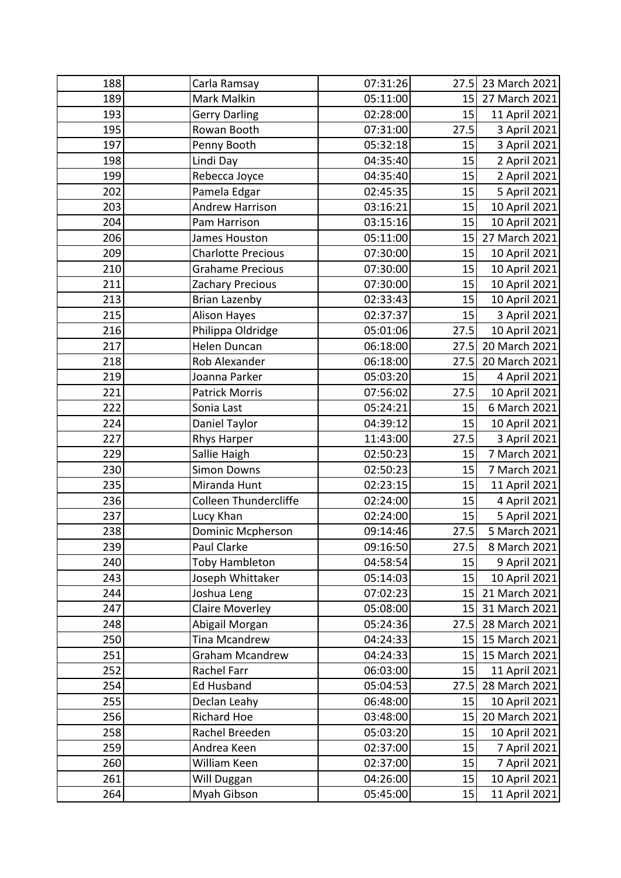| | | | | | |
|---|---|---|---|---|---|
| 188 | | Carla Ramsay | 07:31:26 | 27.5 | 23 March 2021 |
| 189 | | Mark Malkin | 05:11:00 | 15 | 27 March 2021 |
| 193 | | Gerry Darling | 02:28:00 | 15 | 11 April 2021 |
| 195 | | Rowan Booth | 07:31:00 | 27.5 | 3 April 2021 |
| 197 | | Penny Booth | 05:32:18 | 15 | 3 April 2021 |
| 198 | | Lindi Day | 04:35:40 | 15 | 2 April 2021 |
| 199 | | Rebecca Joyce | 04:35:40 | 15 | 2 April 2021 |
| 202 | | Pamela Edgar | 02:45:35 | 15 | 5 April 2021 |
| 203 | | Andrew Harrison | 03:16:21 | 15 | 10 April 2021 |
| 204 | | Pam Harrison | 03:15:16 | 15 | 10 April 2021 |
| 206 | | James Houston | 05:11:00 | 15 | 27 March 2021 |
| 209 | | Charlotte Precious | 07:30:00 | 15 | 10 April 2021 |
| 210 | | Grahame Precious | 07:30:00 | 15 | 10 April 2021 |
| 211 | | Zachary Precious | 07:30:00 | 15 | 10 April 2021 |
| 213 | | Brian Lazenby | 02:33:43 | 15 | 10 April 2021 |
| 215 | | Alison Hayes | 02:37:37 | 15 | 3 April 2021 |
| 216 | | Philippa Oldridge | 05:01:06 | 27.5 | 10 April 2021 |
| 217 | | Helen Duncan | 06:18:00 | 27.5 | 20 March 2021 |
| 218 | | Rob Alexander | 06:18:00 | 27.5 | 20 March 2021 |
| 219 | | Joanna Parker | 05:03:20 | 15 | 4 April 2021 |
| 221 | | Patrick Morris | 07:56:02 | 27.5 | 10 April 2021 |
| 222 | | Sonia Last | 05:24:21 | 15 | 6 March 2021 |
| 224 | | Daniel Taylor | 04:39:12 | 15 | 10 April 2021 |
| 227 | | Rhys Harper | 11:43:00 | 27.5 | 3 April 2021 |
| 229 | | Sallie Haigh | 02:50:23 | 15 | 7 March 2021 |
| 230 | | Simon Downs | 02:50:23 | 15 | 7 March 2021 |
| 235 | | Miranda Hunt | 02:23:15 | 15 | 11 April 2021 |
| 236 | | Colleen Thundercliffe | 02:24:00 | 15 | 4 April 2021 |
| 237 | | Lucy Khan | 02:24:00 | 15 | 5 April 2021 |
| 238 | | Dominic Mcpherson | 09:14:46 | 27.5 | 5 March 2021 |
| 239 | | Paul Clarke | 09:16:50 | 27.5 | 8 March 2021 |
| 240 | | Toby Hambleton | 04:58:54 | 15 | 9 April 2021 |
| 243 | | Joseph Whittaker | 05:14:03 | 15 | 10 April 2021 |
| 244 | | Joshua Leng | 07:02:23 | 15 | 21 March 2021 |
| 247 | | Claire Moverley | 05:08:00 | 15 | 31 March 2021 |
| 248 | | Abigail Morgan | 05:24:36 | 27.5 | 28 March 2021 |
| 250 | | Tina Mcandrew | 04:24:33 | 15 | 15 March 2021 |
| 251 | | Graham Mcandrew | 04:24:33 | 15 | 15 March 2021 |
| 252 | | Rachel Farr | 06:03:00 | 15 | 11 April 2021 |
| 254 | | Ed Husband | 05:04:53 | 27.5 | 28 March 2021 |
| 255 | | Declan Leahy | 06:48:00 | 15 | 10 April 2021 |
| 256 | | Richard Hoe | 03:48:00 | 15 | 20 March 2021 |
| 258 | | Rachel Breeden | 05:03:20 | 15 | 10 April 2021 |
| 259 | | Andrea Keen | 02:37:00 | 15 | 7 April 2021 |
| 260 | | William Keen | 02:37:00 | 15 | 7 April 2021 |
| 261 | | Will Duggan | 04:26:00 | 15 | 10 April 2021 |
| 264 | | Myah Gibson | 05:45:00 | 15 | 11 April 2021 |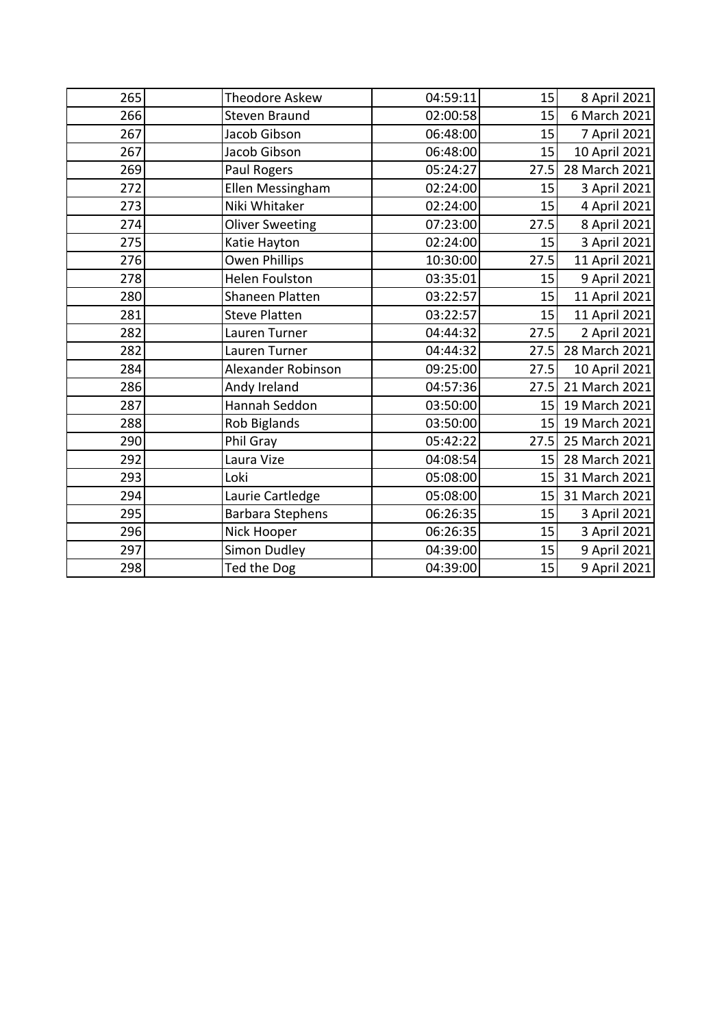| | | | | | |
|---|---|---|---|---|---|
| 265 | | Theodore Askew | 04:59:11 | 15 | 8 April 2021 |
| 266 | | Steven Braund | 02:00:58 | 15 | 6 March 2021 |
| 267 | | Jacob Gibson | 06:48:00 | 15 | 7 April 2021 |
| 267 | | Jacob Gibson | 06:48:00 | 15 | 10 April 2021 |
| 269 | | Paul Rogers | 05:24:27 | 27.5 | 28 March 2021 |
| 272 | | Ellen Messingham | 02:24:00 | 15 | 3 April 2021 |
| 273 | | Niki Whitaker | 02:24:00 | 15 | 4 April 2021 |
| 274 | | Oliver Sweeting | 07:23:00 | 27.5 | 8 April 2021 |
| 275 | | Katie Hayton | 02:24:00 | 15 | 3 April 2021 |
| 276 | | Owen Phillips | 10:30:00 | 27.5 | 11 April 2021 |
| 278 | | Helen Foulston | 03:35:01 | 15 | 9 April 2021 |
| 280 | | Shaneen Platten | 03:22:57 | 15 | 11 April 2021 |
| 281 | | Steve Platten | 03:22:57 | 15 | 11 April 2021 |
| 282 | | Lauren Turner | 04:44:32 | 27.5 | 2 April 2021 |
| 282 | | Lauren Turner | 04:44:32 | 27.5 | 28 March 2021 |
| 284 | | Alexander Robinson | 09:25:00 | 27.5 | 10 April 2021 |
| 286 | | Andy Ireland | 04:57:36 | 27.5 | 21 March 2021 |
| 287 | | Hannah Seddon | 03:50:00 | 15 | 19 March 2021 |
| 288 | | Rob Biglands | 03:50:00 | 15 | 19 March 2021 |
| 290 | | Phil Gray | 05:42:22 | 27.5 | 25 March 2021 |
| 292 | | Laura Vize | 04:08:54 | 15 | 28 March 2021 |
| 293 | | Loki | 05:08:00 | 15 | 31 March 2021 |
| 294 | | Laurie Cartledge | 05:08:00 | 15 | 31 March 2021 |
| 295 | | Barbara Stephens | 06:26:35 | 15 | 3 April 2021 |
| 296 | | Nick Hooper | 06:26:35 | 15 | 3 April 2021 |
| 297 | | Simon Dudley | 04:39:00 | 15 | 9 April 2021 |
| 298 | | Ted the Dog | 04:39:00 | 15 | 9 April 2021 |